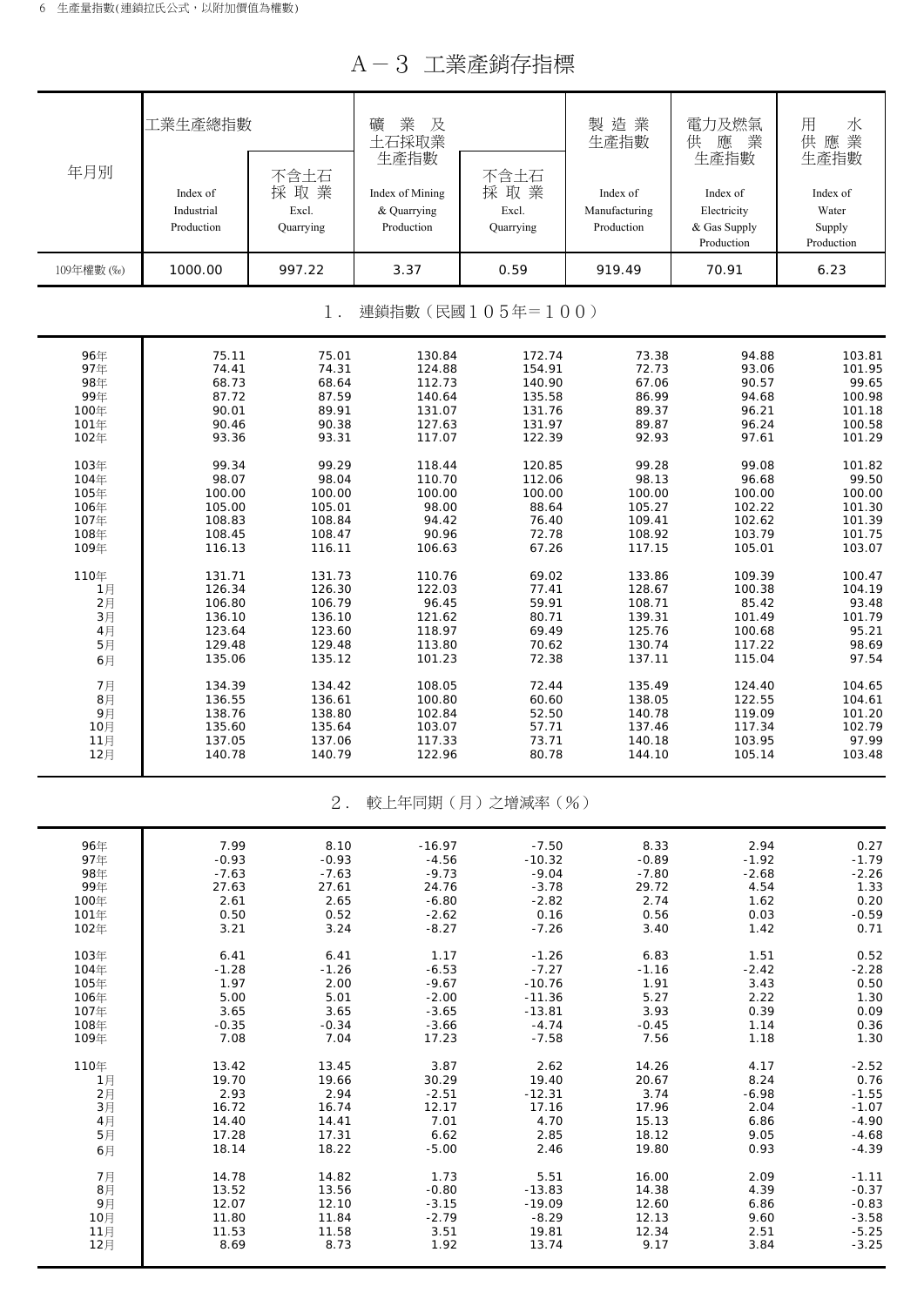# A－3 工業產銷存指標

| 年月別 | 工業生產總指數 Index of Industrial Production | 不含土石採取業 Excl. Quarrying | 礦業及土石採取業生產指數 Index of Mining & Quarrying Production | 不含土石採取業 Excl. Quarrying | 製造業生產指數 Index of Manufacturing Production | 電力及燃氣供應業生產指數 Index of Electricity & Gas Supply Production | 用水供應業生產指數 Index of Water Supply Production |
|---|---|---|---|---|---|---|---|
| 109年權數 (‰) | 1000.00 | 997.22 | 3.37 | 0.59 | 919.49 | 70.91 | 6.23 |
| **1．連鎖指數（民國105年＝100）** | | | | | | | |
| 96年 | 75.11 | 75.01 | 130.84 | 172.74 | 73.38 | 94.88 | 103.81 |
| 97年 | 74.41 | 74.31 | 124.88 | 154.91 | 72.73 | 93.06 | 101.95 |
| 98年 | 68.73 | 68.64 | 112.73 | 140.90 | 67.06 | 90.57 | 99.65 |
| 99年 | 87.72 | 87.59 | 140.64 | 135.58 | 86.99 | 94.68 | 100.98 |
| 100年 | 90.01 | 89.91 | 131.07 | 131.76 | 89.37 | 96.21 | 101.18 |
| 101年 | 90.46 | 90.38 | 127.63 | 131.97 | 89.87 | 96.24 | 100.58 |
| 102年 | 93.36 | 93.31 | 117.07 | 122.39 | 92.93 | 97.61 | 101.29 |
| 103年 | 99.34 | 99.29 | 118.44 | 120.85 | 99.28 | 99.08 | 101.82 |
| 104年 | 98.07 | 98.04 | 110.70 | 112.06 | 98.13 | 96.68 | 99.50 |
| 105年 | 100.00 | 100.00 | 100.00 | 100.00 | 100.00 | 100.00 | 100.00 |
| 106年 | 105.00 | 105.01 | 98.00 | 88.64 | 105.27 | 102.22 | 101.30 |
| 107年 | 108.83 | 108.84 | 94.42 | 76.40 | 109.41 | 102.62 | 101.39 |
| 108年 | 108.45 | 108.47 | 90.96 | 72.78 | 108.92 | 103.79 | 101.75 |
| 109年 | 116.13 | 116.11 | 106.63 | 67.26 | 117.15 | 105.01 | 103.07 |
| 110年 | 131.71 | 131.73 | 110.76 | 69.02 | 133.86 | 109.39 | 100.47 |
| 1月 | 126.34 | 126.30 | 122.03 | 77.41 | 128.67 | 100.38 | 104.19 |
| 2月 | 106.80 | 106.79 | 96.45 | 59.91 | 108.71 | 85.42 | 93.48 |
| 3月 | 136.10 | 136.10 | 121.62 | 80.71 | 139.31 | 101.49 | 101.79 |
| 4月 | 123.64 | 123.60 | 118.97 | 69.49 | 125.76 | 100.68 | 95.21 |
| 5月 | 129.48 | 129.48 | 113.80 | 70.62 | 130.74 | 117.22 | 98.69 |
| 6月 | 135.06 | 135.12 | 101.23 | 72.38 | 137.11 | 115.04 | 97.54 |
| 7月 | 134.39 | 134.42 | 108.05 | 72.44 | 135.49 | 124.40 | 104.65 |
| 8月 | 136.55 | 136.61 | 100.80 | 60.60 | 138.05 | 122.55 | 104.61 |
| 9月 | 138.76 | 138.80 | 102.84 | 52.50 | 140.78 | 119.09 | 101.20 |
| 10月 | 135.60 | 135.64 | 103.07 | 57.71 | 137.46 | 117.34 | 102.79 |
| 11月 | 137.05 | 137.06 | 117.33 | 73.71 | 140.18 | 103.95 | 97.99 |
| 12月 | 140.78 | 140.79 | 122.96 | 80.78 | 144.10 | 105.14 | 103.48 |
| **2．較上年同期（月）之增減率（%）** | | | | | | | |
| 96年 | 7.99 | 8.10 | -16.97 | -7.50 | 8.33 | 2.94 | 0.27 |
| 97年 | -0.93 | -0.93 | -4.56 | -10.32 | -0.89 | -1.92 | -1.79 |
| 98年 | -7.63 | -7.63 | -9.73 | -9.04 | -7.80 | -2.68 | -2.26 |
| 99年 | 27.63 | 27.61 | 24.76 | -3.78 | 29.72 | 4.54 | 1.33 |
| 100年 | 2.61 | 2.65 | -6.80 | -2.82 | 2.74 | 1.62 | 0.20 |
| 101年 | 0.50 | 0.52 | -2.62 | 0.16 | 0.56 | 0.03 | -0.59 |
| 102年 | 3.21 | 3.24 | -8.27 | -7.26 | 3.40 | 1.42 | 0.71 |
| 103年 | 6.41 | 6.41 | 1.17 | -1.26 | 6.83 | 1.51 | 0.52 |
| 104年 | -1.28 | -1.26 | -6.53 | -7.27 | -1.16 | -2.42 | -2.28 |
| 105年 | 1.97 | 2.00 | -9.67 | -10.76 | 1.91 | 3.43 | 0.50 |
| 106年 | 5.00 | 5.01 | -2.00 | -11.36 | 5.27 | 2.22 | 1.30 |
| 107年 | 3.65 | 3.65 | -3.65 | -13.81 | 3.93 | 0.39 | 0.09 |
| 108年 | -0.35 | -0.34 | -3.66 | -4.74 | -0.45 | 1.14 | 0.36 |
| 109年 | 7.08 | 7.04 | 17.23 | -7.58 | 7.56 | 1.18 | 1.30 |
| 110年 | 13.42 | 13.45 | 3.87 | 2.62 | 14.26 | 4.17 | -2.52 |
| 1月 | 19.70 | 19.66 | 30.29 | 19.40 | 20.67 | 8.24 | 0.76 |
| 2月 | 2.93 | 2.94 | -2.51 | -12.31 | 3.74 | -6.98 | -1.55 |
| 3月 | 16.72 | 16.74 | 12.17 | 17.16 | 17.96 | 2.04 | -1.07 |
| 4月 | 14.40 | 14.41 | 7.01 | 4.70 | 15.13 | 6.86 | -4.90 |
| 5月 | 17.28 | 17.31 | 6.62 | 2.85 | 18.12 | 9.05 | -4.68 |
| 6月 | 18.14 | 18.22 | -5.00 | 2.46 | 19.80 | 0.93 | -4.39 |
| 7月 | 14.78 | 14.82 | 1.73 | 5.51 | 16.00 | 2.09 | -1.11 |
| 8月 | 13.52 | 13.56 | -0.80 | -13.83 | 14.38 | 4.39 | -0.37 |
| 9月 | 12.07 | 12.10 | -3.15 | -19.09 | 12.60 | 6.86 | -0.83 |
| 10月 | 11.80 | 11.84 | -2.79 | -8.29 | 12.13 | 9.60 | -3.58 |
| 11月 | 11.53 | 11.58 | 3.51 | 19.81 | 12.34 | 2.51 | -5.25 |
| 12月 | 8.69 | 8.73 | 1.92 | 13.74 | 9.17 | 3.84 | -3.25 |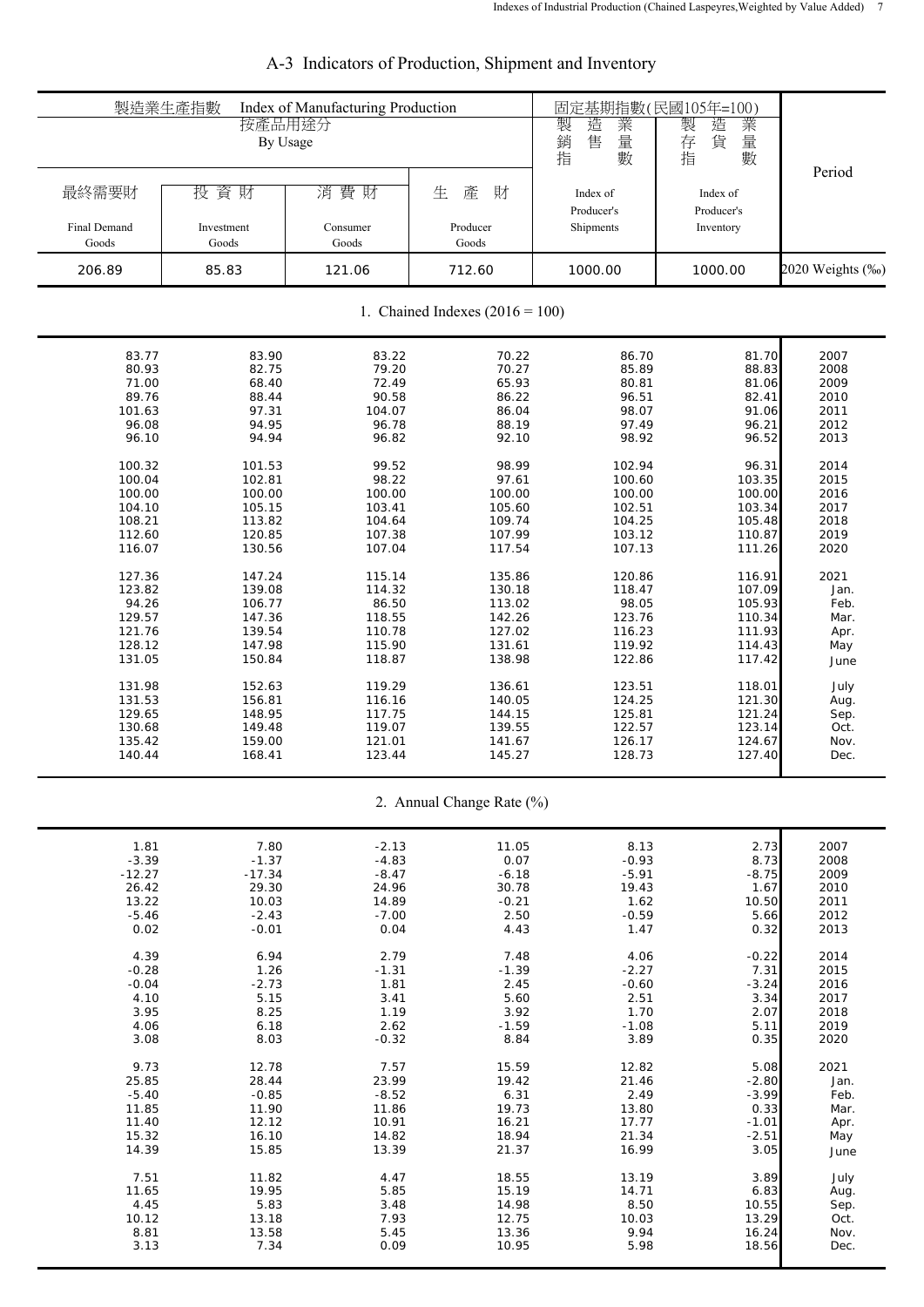## A-3 Indicators of Production, Shipment and Inventory

| 製造業生產指數 Index of Manufacturing Production 按產品用途分 By Usage | | | | 固定基期指數(民國105年=100) | | |
|---|---|---|---|---|---|---|
| 最終需要財 Final Demand Goods | 投資財 Investment Goods | 消費財 Consumer Goods | 生產財 Producer Goods | 製造業銷售量指數 Index of Producer's Shipments | 製造業存貨量指數 Index of Producer's Inventory | Period |
| 206.89 | 85.83 | 121.06 | 712.60 | 1000.00 | 1000.00 | 2020 Weights (‰) |
| **1. Chained Indexes (2016 = 100)** | | | | | | |
| 83.77 | 83.90 | 83.22 | 70.22 | 86.70 | 81.70 | 2007 |
| 80.93 | 82.75 | 79.20 | 70.27 | 85.89 | 88.83 | 2008 |
| 71.00 | 68.40 | 72.49 | 65.93 | 80.81 | 81.06 | 2009 |
| 89.76 | 88.44 | 90.58 | 86.22 | 96.51 | 82.41 | 2010 |
| 101.63 | 97.31 | 104.07 | 86.04 | 98.07 | 91.06 | 2011 |
| 96.08 | 94.95 | 96.78 | 88.19 | 97.49 | 96.21 | 2012 |
| 96.10 | 94.94 | 96.82 | 92.10 | 98.92 | 96.52 | 2013 |
| 100.32 | 101.53 | 99.52 | 98.99 | 102.94 | 96.31 | 2014 |
| 100.04 | 102.81 | 98.22 | 97.61 | 100.60 | 103.35 | 2015 |
| 100.00 | 100.00 | 100.00 | 100.00 | 100.00 | 100.00 | 2016 |
| 104.10 | 105.15 | 103.41 | 105.60 | 102.51 | 103.34 | 2017 |
| 108.21 | 113.82 | 104.64 | 109.74 | 104.25 | 105.48 | 2018 |
| 112.60 | 120.85 | 107.38 | 107.99 | 103.12 | 110.87 | 2019 |
| 116.07 | 130.56 | 107.04 | 117.54 | 107.13 | 111.26 | 2020 |
| 127.36 | 147.24 | 115.14 | 135.86 | 120.86 | 116.91 | 2021 |
| 123.82 | 139.08 | 114.32 | 130.18 | 118.47 | 107.09 | Jan. |
| 94.26 | 106.77 | 86.50 | 113.02 | 98.05 | 105.93 | Feb. |
| 129.57 | 147.36 | 118.55 | 142.26 | 123.76 | 110.34 | Mar. |
| 121.76 | 139.54 | 110.78 | 127.02 | 116.23 | 111.93 | Apr. |
| 128.12 | 147.98 | 115.90 | 131.61 | 119.92 | 114.43 | May |
| 131.05 | 150.84 | 118.87 | 138.98 | 122.86 | 117.42 | June |
| 131.98 | 152.63 | 119.29 | 136.61 | 123.51 | 118.01 | July |
| 131.53 | 156.81 | 116.16 | 140.05 | 124.25 | 121.30 | Aug. |
| 129.65 | 148.95 | 117.75 | 144.15 | 125.81 | 121.24 | Sep. |
| 130.68 | 149.48 | 119.07 | 139.55 | 122.57 | 123.14 | Oct. |
| 135.42 | 159.00 | 121.01 | 141.67 | 126.17 | 124.67 | Nov. |
| 140.44 | 168.41 | 123.44 | 145.27 | 128.73 | 127.40 | Dec. |
| **2. Annual Change Rate (%)** | | | | | | |
| 1.81 | 7.80 | -2.13 | 11.05 | 8.13 | 2.73 | 2007 |
| -3.39 | -1.37 | -4.83 | 0.07 | -0.93 | 8.73 | 2008 |
| -12.27 | -17.34 | -8.47 | -6.18 | -5.91 | -8.75 | 2009 |
| 26.42 | 29.30 | 24.96 | 30.78 | 19.43 | 1.67 | 2010 |
| 13.22 | 10.03 | 14.89 | -0.21 | 1.62 | 10.50 | 2011 |
| -5.46 | -2.43 | -7.00 | 2.50 | -0.59 | 5.66 | 2012 |
| 0.02 | -0.01 | 0.04 | 4.43 | 1.47 | 0.32 | 2013 |
| 4.39 | 6.94 | 2.79 | 7.48 | 4.06 | -0.22 | 2014 |
| -0.28 | 1.26 | -1.31 | -1.39 | -2.27 | 7.31 | 2015 |
| -0.04 | -2.73 | 1.81 | 2.45 | -0.60 | -3.24 | 2016 |
| 4.10 | 5.15 | 3.41 | 5.60 | 2.51 | 3.34 | 2017 |
| 3.95 | 8.25 | 1.19 | 3.92 | 1.70 | 2.07 | 2018 |
| 4.06 | 6.18 | 2.62 | -1.59 | -1.08 | 5.11 | 2019 |
| 3.08 | 8.03 | -0.32 | 8.84 | 3.89 | 0.35 | 2020 |
| 9.73 | 12.78 | 7.57 | 15.59 | 12.82 | 5.08 | 2021 |
| 25.85 | 28.44 | 23.99 | 19.42 | 21.46 | -2.80 | Jan. |
| -5.40 | -0.85 | -8.52 | 6.31 | 2.49 | -3.99 | Feb. |
| 11.85 | 11.90 | 11.86 | 19.73 | 13.80 | 0.33 | Mar. |
| 11.40 | 12.12 | 10.91 | 16.21 | 17.77 | -1.01 | Apr. |
| 15.32 | 16.10 | 14.82 | 18.94 | 21.34 | -2.51 | May |
| 14.39 | 15.85 | 13.39 | 21.37 | 16.99 | 3.05 | June |
| 7.51 | 11.82 | 4.47 | 18.55 | 13.19 | 3.89 | July |
| 11.65 | 19.95 | 5.85 | 15.19 | 14.71 | 6.83 | Aug. |
| 4.45 | 5.83 | 3.48 | 14.98 | 8.50 | 10.55 | Sep. |
| 10.12 | 13.18 | 7.93 | 12.75 | 10.03 | 13.29 | Oct. |
| 8.81 | 13.58 | 5.45 | 13.36 | 9.94 | 16.24 | Nov. |
| 3.13 | 7.34 | 0.09 | 10.95 | 5.98 | 18.56 | Dec. |